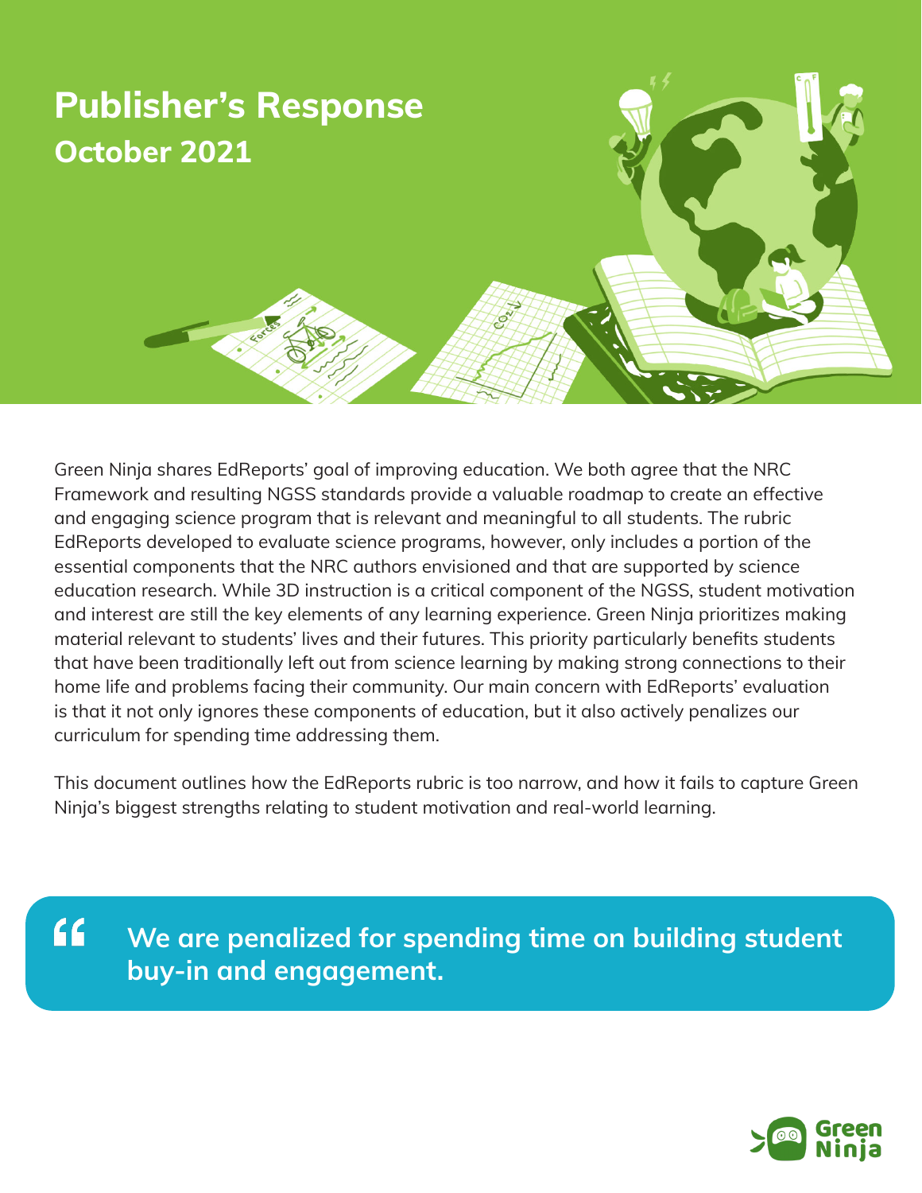# Publisher's Response

## October 2021

Green Ninja shares EdReports' goal of improving education. We both agree that the NRC Framework and resulting NGSS standards provide a valuable roadmap to create an effective and engaging science program that is relevant and meaningful to all students. The rubric EdReports developed to evaluate science programs, however, only includes a portion of the essential components that the NRC authors envisioned and that are supported by science education research. While 3D instruction is a critical component of the NGSS, student motivation and interest are still the key elements of any learning experience. Green Ninja prioritizes making material relevant to students' lives and their futures. This priority particularly benefits students that have been traditionally left out from science learning by making strong connections to their home life and problems facing their community. Our main concern with EdReports' evaluation is that it not only ignores these components of education, but it also actively penalizes our curriculum for spending time addressing them.

This document outlines how the EdReports rubric is too narrow, and how it fails to capture Green Ninja's biggest strengths relating to student motivation and real-world learning.

> **We are penalized for spending time on building student buy-in and engagement.**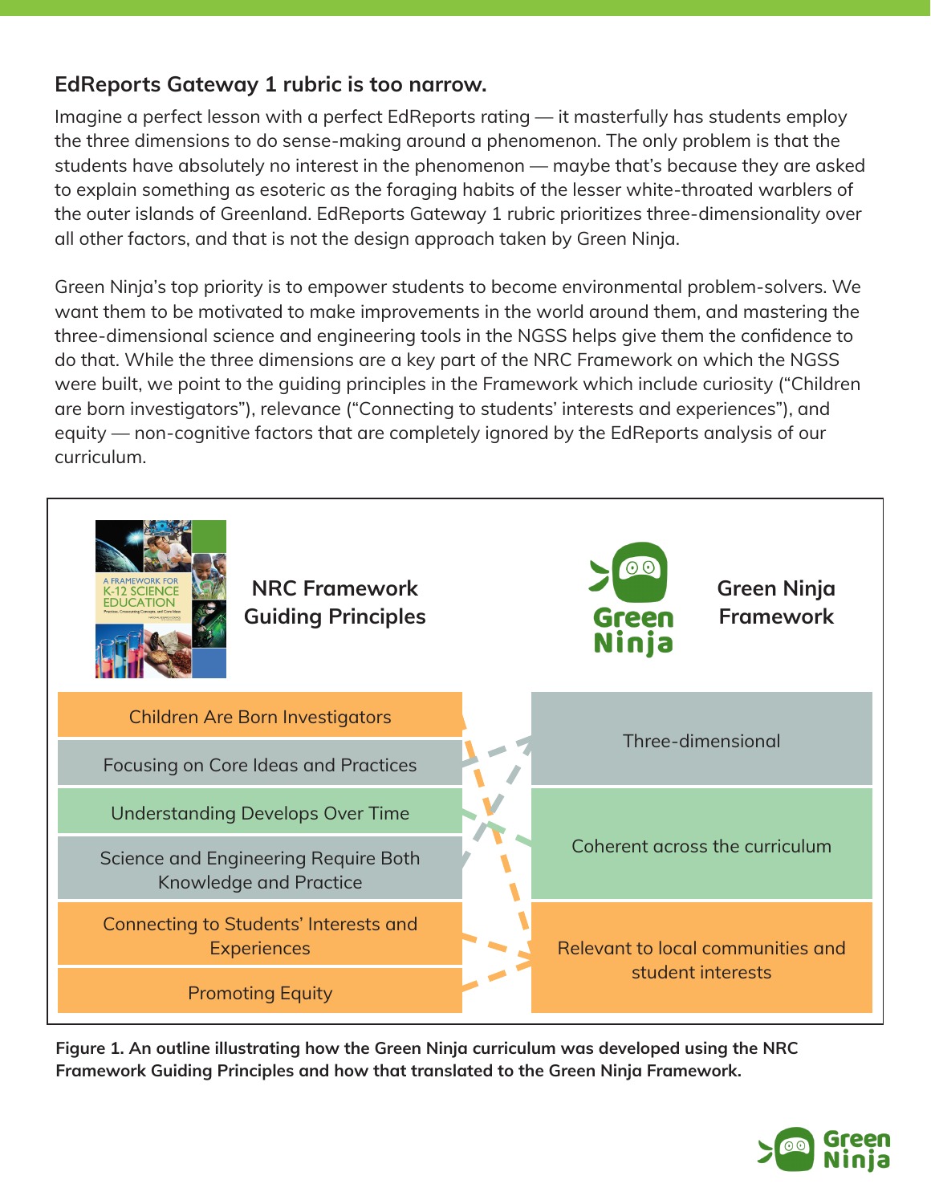## EdReports Gateway 1 rubric is too narrow.

Imagine a perfect lesson with a perfect EdReports rating — it masterfully has students employ the three dimensions to do sense-making around a phenomenon. The only problem is that the students have absolutely no interest in the phenomenon — maybe that's because they are asked to explain something as esoteric as the foraging habits of the lesser white-throated warblers of the outer islands of Greenland. EdReports Gateway 1 rubric prioritizes three-dimensionality over all other factors, and that is not the design approach taken by Green Ninja.

Green Ninja's top priority is to empower students to become environmental problem-solvers. We want them to be motivated to make improvements in the world around them, and mastering the three-dimensional science and engineering tools in the NGSS helps give them the confidence to do that. While the three dimensions are a key part of the NRC Framework on which the NGSS were built, we point to the guiding principles in the Framework which include curiosity ("Children are born investigators"), relevance ("Connecting to students' interests and experiences"), and equity — non-cognitive factors that are completely ignored by the EdReports analysis of our curriculum.

| NRC Framework Guiding Principles | Green Ninja Framework |
| --- | --- |
| Children Are Born Investigators | Three-dimensional |
| Focusing on Core Ideas and Practices | Coherent across the curriculum |
| Understanding Develops Over Time | Relevant to local communities and student interests |
| Science and Engineering Require Both Knowledge and Practice | |
| Connecting to Students' Interests and Experiences | |
| Promoting Equity | |

**Figure 1. An outline illustrating how the Green Ninja curriculum was developed using the NRC Framework Guiding Principles and how that translated to the Green Ninja Framework.**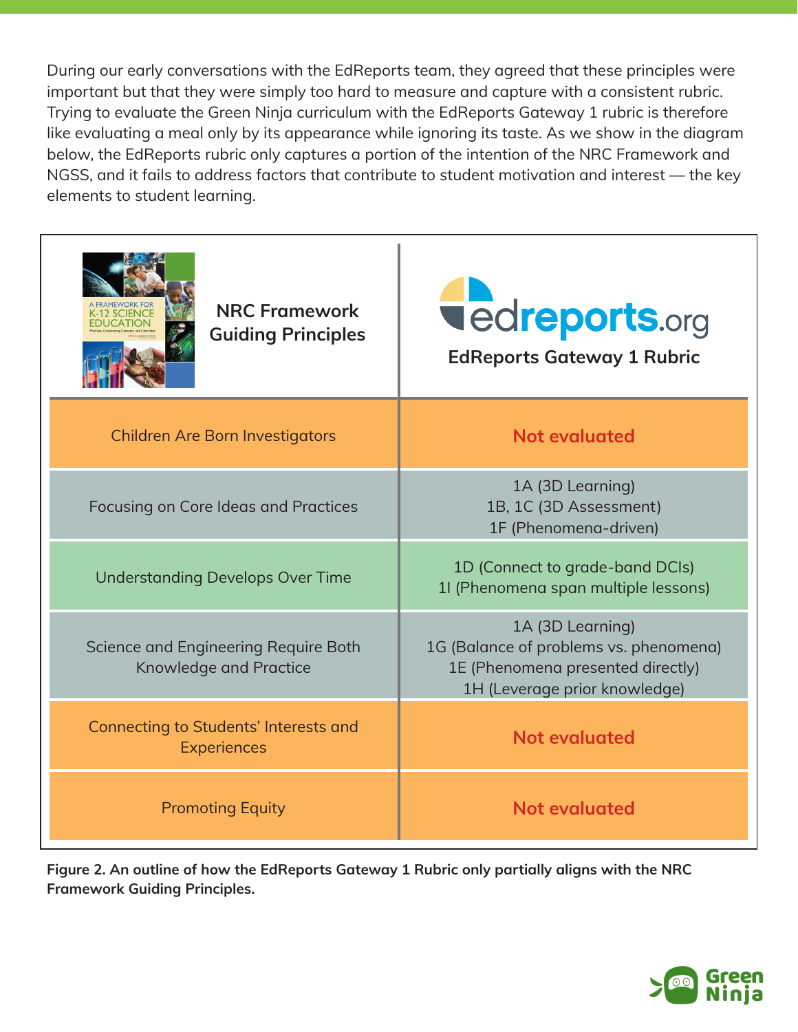During our early conversations with the EdReports team, they agreed that these principles were important but that they were simply too hard to measure and capture with a consistent rubric. Trying to evaluate the Green Ninja curriculum with the EdReports Gateway 1 rubric is therefore like evaluating a meal only by its appearance while ignoring its taste. As we show in the diagram below, the EdReports rubric only captures a portion of the intention of the NRC Framework and NGSS, and it fails to address factors that contribute to student motivation and interest — the key elements to student learning.

| NRC Framework Guiding Principles | EdReports Gateway 1 Rubric |
|---|---|
| Children Are Born Investigators | **Not evaluated** |
| Focusing on Core Ideas and Practices | 1A (3D Learning)<br>1B, 1C (3D Assessment)<br>1F (Phenomena-driven) |
| Understanding Develops Over Time | 1D (Connect to grade-band DCIs)<br>1I (Phenomena span multiple lessons) |
| Science and Engineering Require Both Knowledge and Practice | 1A (3D Learning)<br>1G (Balance of problems vs. phenomena)<br>1E (Phenomena presented directly)<br>1H (Leverage prior knowledge) |
| Connecting to Students' Interests and Experiences | **Not evaluated** |
| Promoting Equity | **Not evaluated** |

**Figure 2. An outline of how the EdReports Gateway 1 Rubric only partially aligns with the NRC Framework Guiding Principles.**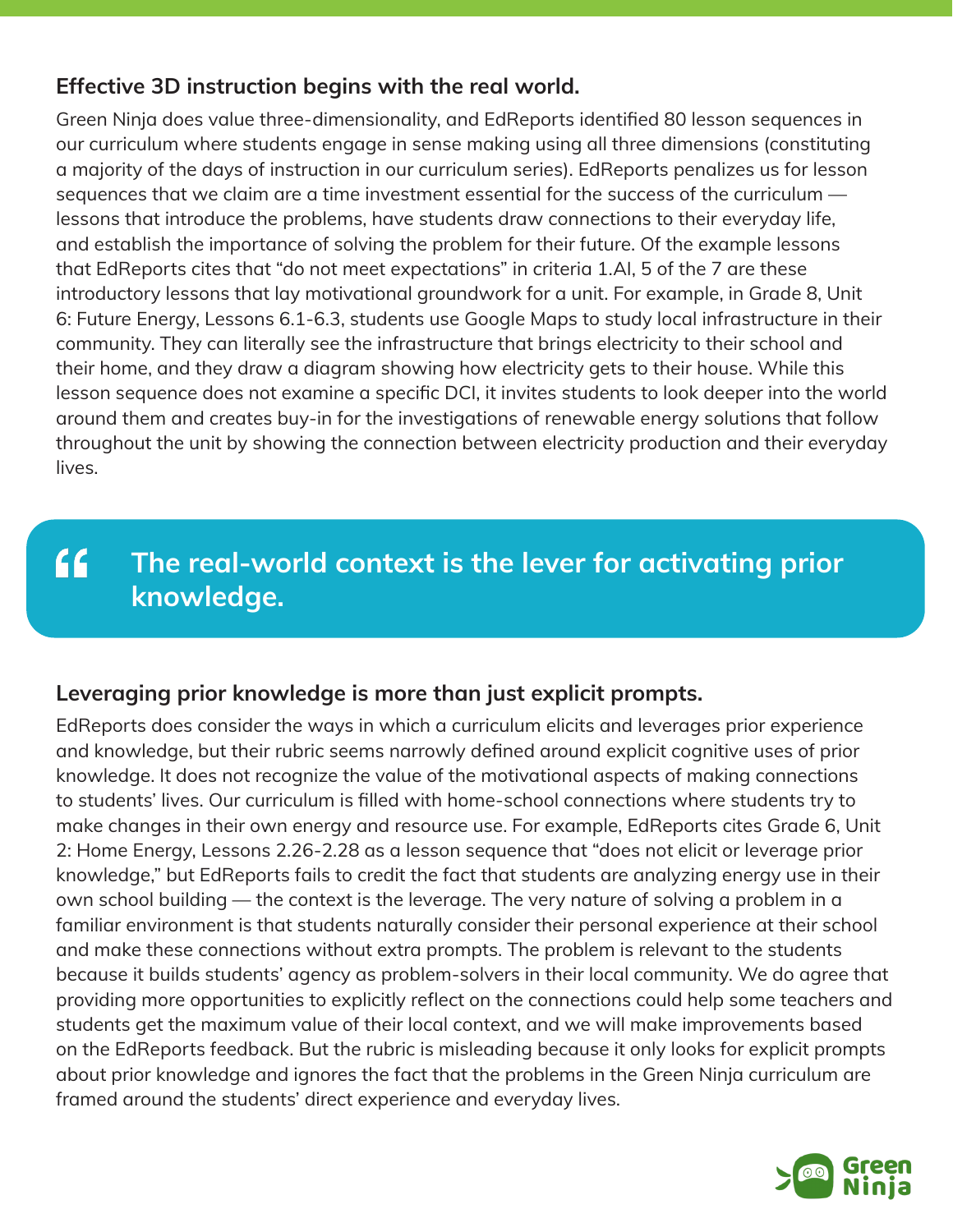### Effective 3D instruction begins with the real world.

Green Ninja does value three-dimensionality, and EdReports identified 80 lesson sequences in our curriculum where students engage in sense making using all three dimensions (constituting a majority of the days of instruction in our curriculum series). EdReports penalizes us for lesson sequences that we claim are a time investment essential for the success of the curriculum — lessons that introduce the problems, have students draw connections to their everyday life, and establish the importance of solving the problem for their future. Of the example lessons that EdReports cites that "do not meet expectations" in criteria 1.AI, 5 of the 7 are these introductory lessons that lay motivational groundwork for a unit. For example, in Grade 8, Unit 6: Future Energy, Lessons 6.1-6.3, students use Google Maps to study local infrastructure in their community. They can literally see the infrastructure that brings electricity to their school and their home, and they draw a diagram showing how electricity gets to their house. While this lesson sequence does not examine a specific DCI, it invites students to look deeper into the world around them and creates buy-in for the investigations of renewable energy solutions that follow throughout the unit by showing the connection between electricity production and their everyday lives.

> **The real-world context is the lever for activating prior knowledge.**

### Leveraging prior knowledge is more than just explicit prompts.

EdReports does consider the ways in which a curriculum elicits and leverages prior experience and knowledge, but their rubric seems narrowly defined around explicit cognitive uses of prior knowledge. It does not recognize the value of the motivational aspects of making connections to students' lives. Our curriculum is filled with home-school connections where students try to make changes in their own energy and resource use. For example, EdReports cites Grade 6, Unit 2: Home Energy, Lessons 2.26-2.28 as a lesson sequence that "does not elicit or leverage prior knowledge," but EdReports fails to credit the fact that students are analyzing energy use in their own school building — the context is the leverage. The very nature of solving a problem in a familiar environment is that students naturally consider their personal experience at their school and make these connections without extra prompts. The problem is relevant to the students because it builds students' agency as problem-solvers in their local community. We do agree that providing more opportunities to explicitly reflect on the connections could help some teachers and students get the maximum value of their local context, and we will make improvements based on the EdReports feedback. But the rubric is misleading because it only looks for explicit prompts about prior knowledge and ignores the fact that the problems in the Green Ninja curriculum are framed around the students' direct experience and everyday lives.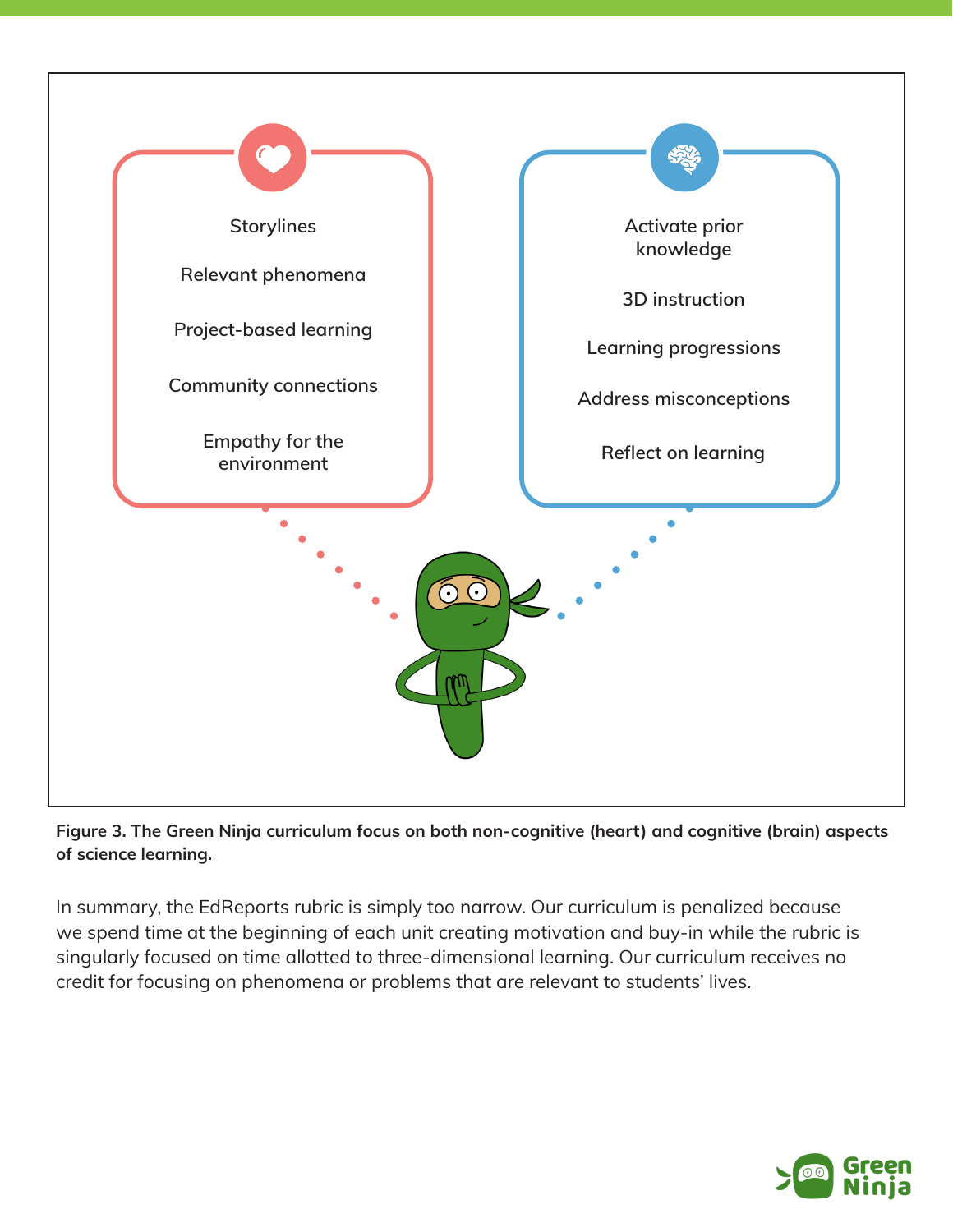Storylines

Relevant phenomena

Project-based learning

Community connections

Empathy for the environment

Activate prior knowledge

3D instruction

Learning progressions

Address misconceptions

Reflect on learning

**Figure 3. The Green Ninja curriculum focus on both non-cognitive (heart) and cognitive (brain) aspects of science learning.**

In summary, the EdReports rubric is simply too narrow. Our curriculum is penalized because we spend time at the beginning of each unit creating motivation and buy-in while the rubric is singularly focused on time allotted to three-dimensional learning. Our curriculum receives no credit for focusing on phenomena or problems that are relevant to students' lives.